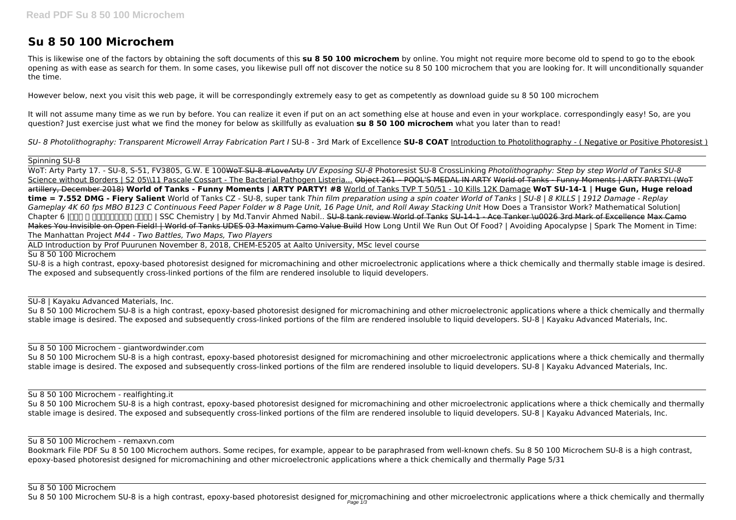# Su 8 50 100 Microchem

This is likewise one of the factors by obtaining the soft documents of this **su 8 50 100 microchem** by online. You might not require more become old to spend to go to the ebook opening as with ease as search for them. In some cases, you likewise pull off not discover the notice su 8 50 100 microchem that you are looking for. It will unconditionally squander the time.

However below, next you visit this web page, it will be correspondingly extremely easy to get as competently as download guide su 8 50 100 microchem

It will not assume many time as we run by before. You can realize it even if put on an act something else at house and even in your workplace. correspondingly easy! So, are you question? Just exercise just what we find the money for below as skillfully as evaluation **su 8 50 100 microchem** what you later than to read!

*SU- 8 Photolithography: Transparent Microwell Array Fabrication Part I* SU-8 - 3rd Mark of Excellence **SU-8 COAT** Introduction to Photolithography - ( Negative or Positive Photoresist )

Spinning SU-8

WoT: Arty Party 17. - SU-8, S-51, FV3805, G.W. E 100~~WoT SU-8 #LoveArty~~ *UV Exposing SU-8* Photoresist SU-8 CrossLinking *Photolithography: Step by step World of Tanks SU-8* Science without Borders | S2 05\\11 Pascale Cossart - The Bacterial Pathogen Listeria... ~~Object 261 – POOL'S MEDAL IN ARTY World of Tanks - Funny Moments | ARTY PARTY! (WoT artillery, December 2018)~~ **World of Tanks - Funny Moments | ARTY PARTY! #8** World of Tanks TVP T 50/51 - 10 Kills 12K Damage **WoT SU-14-1 | Huge Gun, Huge reload time = 7.552 DMG - Fiery Salient** World of Tanks CZ - SU-8, super tank *Thin film preparation using a spin coater World of Tanks | SU-8 | 8 KILLS | 1912 Damage - Replay Gameplay 4K 60 fps MBO B123 C Continuous Feed Paper Folder w 8 Page Unit, 16 Page Unit, and Roll Away Stacking Unit* How Does a Transistor Work? Mathematical Solution| Chapter 6 |মোল ও রাসায়নিক গণনা | SSC Chemistry | by Md.Tanvir Ahmed Nabil.. ~~SU-8 tank review World of Tanks SU-14-1 - Ace Tanker \u0026 3rd Mark of Excellence Max Camo Makes You Invisible on Open Field! | World of Tanks UDES 03 Maximum Camo Value Build~~ How Long Until We Run Out Of Food? | Avoiding Apocalypse | Spark The Moment in Time: The Manhattan Project *M44 - Two Battles, Two Maps, Two Players*

ALD Introduction by Prof Puurunen November 8, 2018, CHEM-E5205 at Aalto University, MSc level course

Su 8 50 100 Microchem

SU-8 is a high contrast, epoxy-based photoresist designed for micromachining and other microelectronic applications where a thick chemically and thermally stable image is desired. The exposed and subsequently cross-linked portions of the film are rendered insoluble to liquid developers.

SU-8 | Kayaku Advanced Materials, Inc.

Su 8 50 100 Microchem SU-8 is a high contrast, epoxy-based photoresist designed for micromachining and other microelectronic applications where a thick chemically and thermally stable image is desired. The exposed and subsequently cross-linked portions of the film are rendered insoluble to liquid developers. SU-8 | Kayaku Advanced Materials, Inc.

Su 8 50 100 Microchem - giantwordwinder.com

Su 8 50 100 Microchem SU-8 is a high contrast, epoxy-based photoresist designed for micromachining and other microelectronic applications where a thick chemically and thermally stable image is desired. The exposed and subsequently cross-linked portions of the film are rendered insoluble to liquid developers. SU-8 | Kayaku Advanced Materials, Inc.

Su 8 50 100 Microchem - realfighting.it

Su 8 50 100 Microchem SU-8 is a high contrast, epoxy-based photoresist designed for micromachining and other microelectronic applications where a thick chemically and thermally stable image is desired. The exposed and subsequently cross-linked portions of the film are rendered insoluble to liquid developers. SU-8 | Kayaku Advanced Materials, Inc.

Su 8 50 100 Microchem - remaxvn.com

Bookmark File PDF Su 8 50 100 Microchem authors. Some recipes, for example, appear to be paraphrased from well-known chefs. Su 8 50 100 Microchem SU-8 is a high contrast, epoxy-based photoresist designed for micromachining and other microelectronic applications where a thick chemically and thermally Page 5/31

Su 8 50 100 Microchem

Su 8 50 100 Microchem SU-8 is a high contrast, epoxy-based photoresist designed for micromachining and other microelectronic applications where a thick chemically and thermally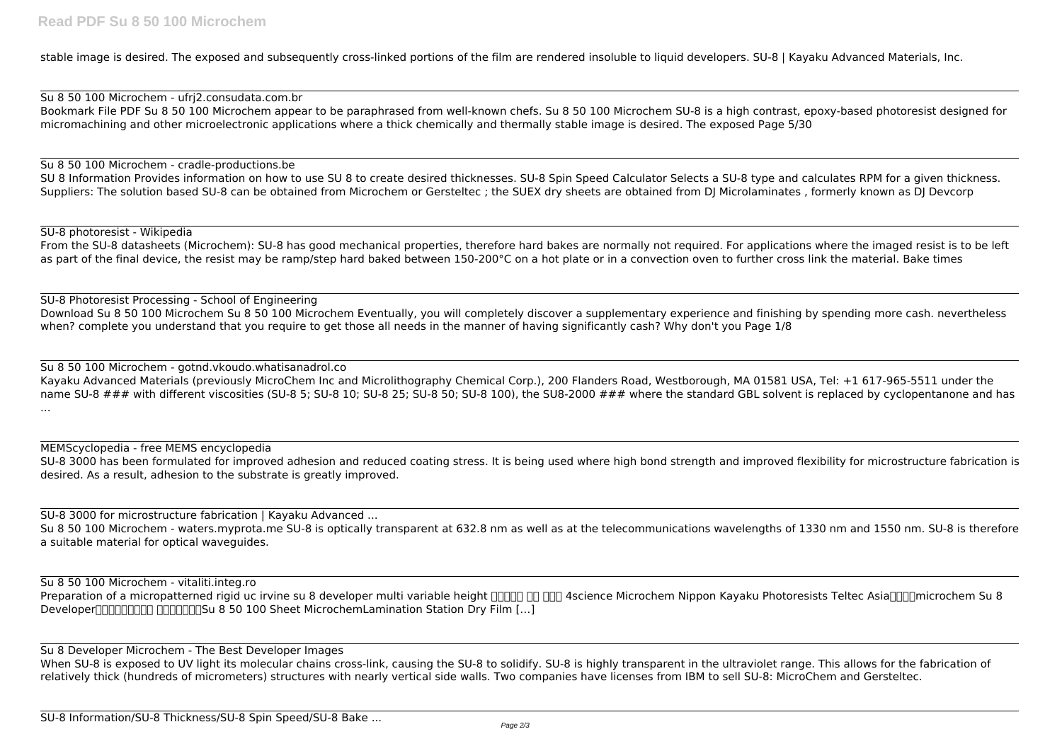stable image is desired. The exposed and subsequently cross-linked portions of the film are rendered insoluble to liquid developers. SU-8 | Kayaku Advanced Materials, Inc.

Su 8 50 100 Microchem - ufrj2.consudata.com.br

Bookmark File PDF Su 8 50 100 Microchem appear to be paraphrased from well-known chefs. Su 8 50 100 Microchem SU-8 is a high contrast, epoxy-based photoresist designed for micromachining and other microelectronic applications where a thick chemically and thermally stable image is desired. The exposed Page 5/30

Su 8 50 100 Microchem - cradle-productions.be

SU 8 Information Provides information on how to use SU 8 to create desired thicknesses. SU-8 Spin Speed Calculator Selects a SU-8 type and calculates RPM for a given thickness. Suppliers: The solution based SU-8 can be obtained from Microchem or Gersteltec ; the SUEX dry sheets are obtained from DJ Microlaminates , formerly known as DJ Devcorp

SU-8 photoresist - Wikipedia

From the SU-8 datasheets (Microchem): SU-8 has good mechanical properties, therefore hard bakes are normally not required. For applications where the imaged resist is to be left as part of the final device, the resist may be ramp/step hard baked between 150-200°C on a hot plate or in a convection oven to further cross link the material. Bake times

SU-8 Photoresist Processing - School of Engineering

Download Su 8 50 100 Microchem Su 8 50 100 Microchem Eventually, you will completely discover a supplementary experience and finishing by spending more cash. nevertheless when? complete you understand that you require to get those all needs in the manner of having significantly cash? Why don't you Page 1/8

Su 8 50 100 Microchem - gotnd.vkoudo.whatisanadrol.co

Kayaku Advanced Materials (previously MicroChem Inc and Microlithography Chemical Corp.), 200 Flanders Road, Westborough, MA 01581 USA, Tel: +1 617-965-5511 under the name SU-8 ### with different viscosities (SU-8 5; SU-8 10; SU-8 25; SU-8 50; SU-8 100), the SU8-2000 ### where the standard GBL solvent is replaced by cyclopentanone and has ...

MEMScyclopedia - free MEMS encyclopedia

SU-8 3000 has been formulated for improved adhesion and reduced coating stress. It is being used where high bond strength and improved flexibility for microstructure fabrication is desired. As a result, adhesion to the substrate is greatly improved.

SU-8 3000 for microstructure fabrication | Kayaku Advanced ...

Su 8 50 100 Microchem - waters.myprota.me SU-8 is optically transparent at 632.8 nm as well as at the telecommunications wavelengths of 1330 nm and 1550 nm. SU-8 is therefore a suitable material for optical waveguides.

Su 8 50 100 Microchem - vitaliti.integ.ro

Preparation of a micropatterned rigid uc irvine su 8 developer multi variable height □□□□□ □□ □□□ 4science Microchem Nippon Kayaku Photoresists Teltec Asia□□□□microchem Su 8 Developer□□□□□□□□□ □□□□□□□Su 8 50 100 Sheet MicrochemLamination Station Dry Film […]

Su 8 Developer Microchem - The Best Developer Images

When SU-8 is exposed to UV light its molecular chains cross-link, causing the SU-8 to solidify. SU-8 is highly transparent in the ultraviolet range. This allows for the fabrication of relatively thick (hundreds of micrometers) structures with nearly vertical side walls. Two companies have licenses from IBM to sell SU-8: MicroChem and Gersteltec.

SU-8 Information/SU-8 Thickness/SU-8 Spin Speed/SU-8 Bake ...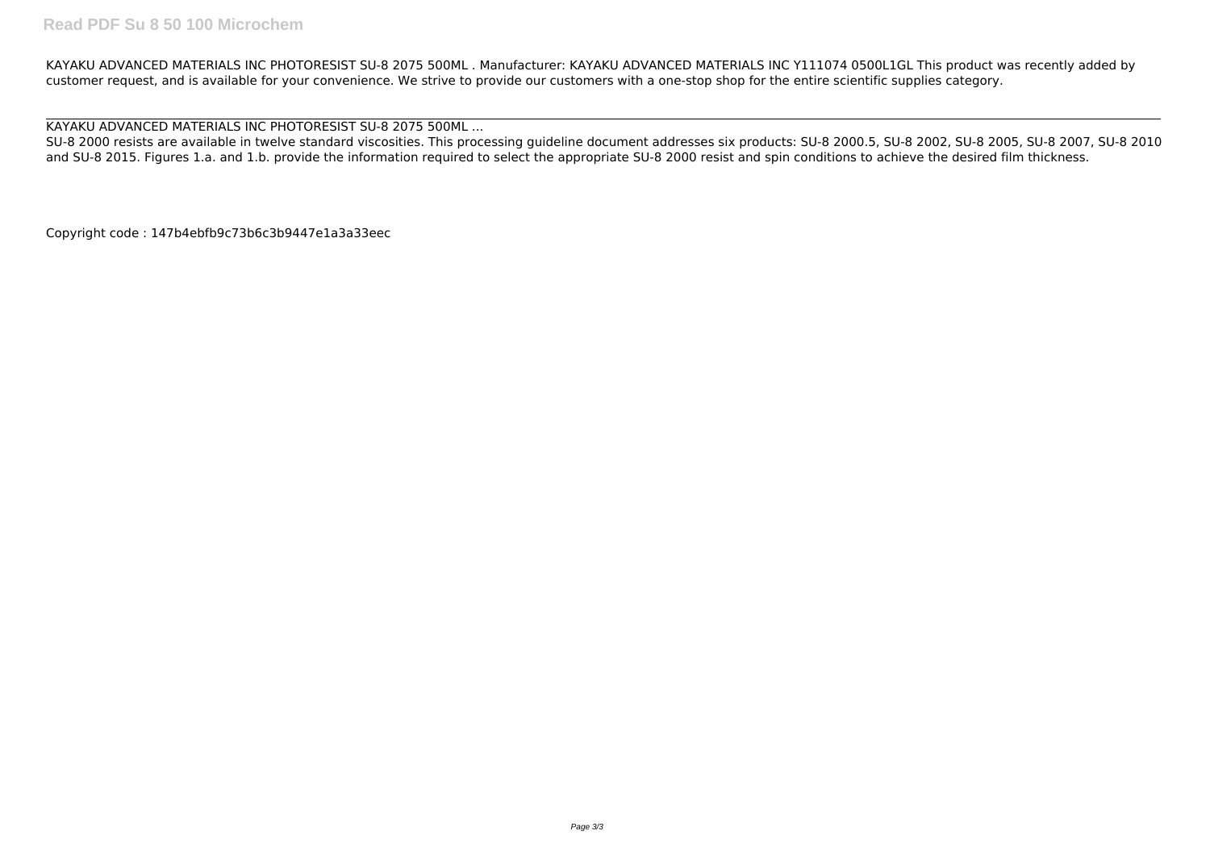KAYAKU ADVANCED MATERIALS INC PHOTORESIST SU-8 2075 500ML . Manufacturer: KAYAKU ADVANCED MATERIALS INC Y111074 0500L1GL This product was recently added by customer request, and is available for your convenience. We strive to provide our customers with a one-stop shop for the entire scientific supplies category.

KAYAKU ADVANCED MATERIALS INC PHOTORESIST SU-8 2075 500ML ...

SU-8 2000 resists are available in twelve standard viscosities. This processing guideline document addresses six products: SU-8 2000.5, SU-8 2002, SU-8 2005, SU-8 2007, SU-8 2010 and SU-8 2015. Figures 1.a. and 1.b. provide the information required to select the appropriate SU-8 2000 resist and spin conditions to achieve the desired film thickness.

Copyright code : 147b4ebfb9c73b6c3b9447e1a3a33eec